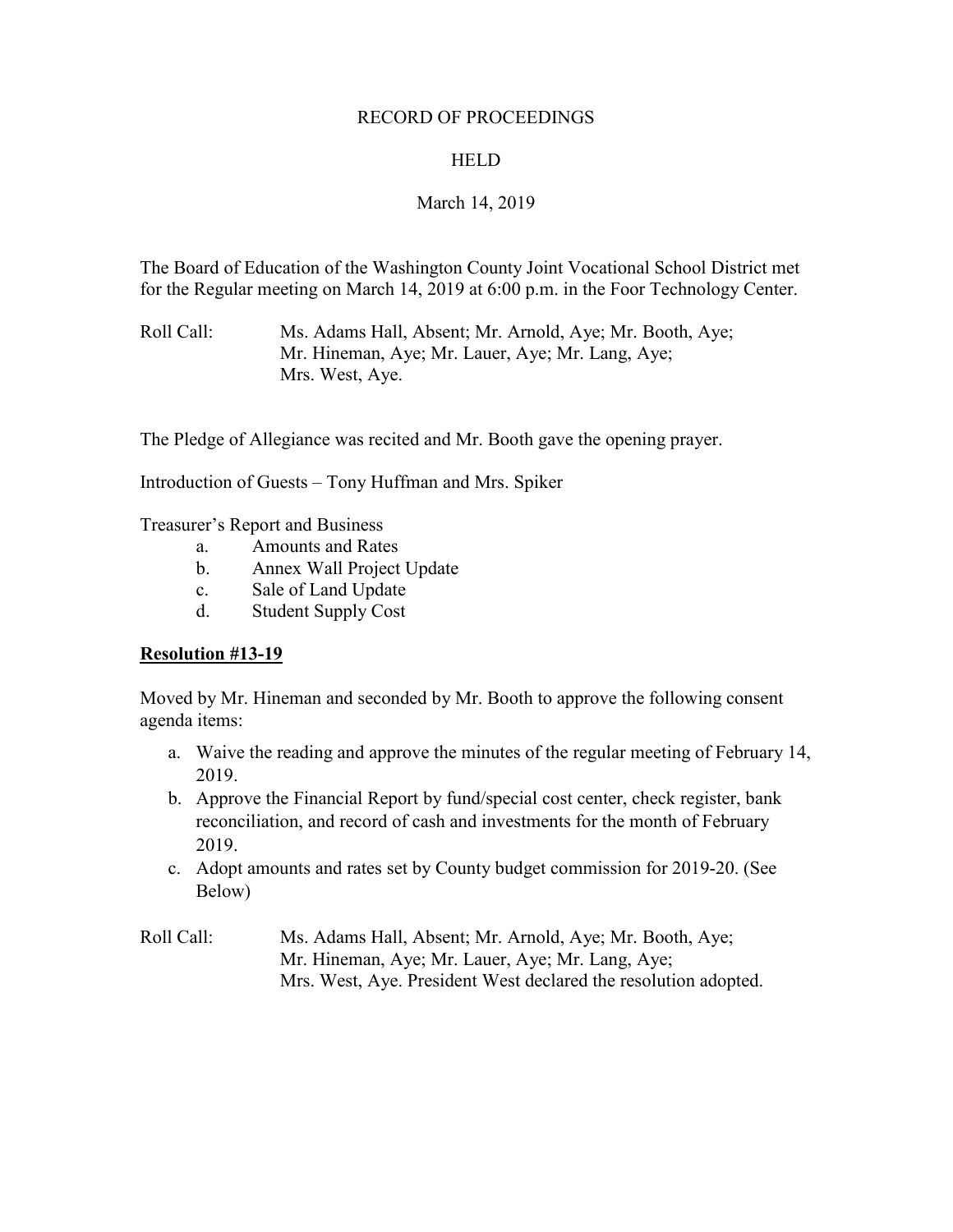RECORD OF PROCEEDINGS

HELD

March 14, 2019

The Board of Education of the Washington County Joint Vocational School District met for the Regular meeting on March 14, 2019 at 6:00 p.m. in the Foor Technology Center.

Roll Call: Ms. Adams Hall, Absent; Mr. Arnold, Aye; Mr. Booth, Aye; Mr. Hineman, Aye; Mr. Lauer, Aye; Mr. Lang, Aye; Mrs. West, Aye.

The Pledge of Allegiance was recited and Mr. Booth gave the opening prayer.

Introduction of Guests – Tony Huffman and Mrs. Spiker

Treasurer's Report and Business

- a. Amounts and Rates
- b. Annex Wall Project Update
- c. Sale of Land Update
- d. Student Supply Cost

**Resolution #13-19**

Moved by Mr. Hineman and seconded by Mr. Booth to approve the following consent agenda items:

- a. Waive the reading and approve the minutes of the regular meeting of February 14, 2019.
- b. Approve the Financial Report by fund/special cost center, check register, bank reconciliation, and record of cash and investments for the month of February 2019.
- c. Adopt amounts and rates set by County budget commission for 2019-20. (See Below)

Roll Call: Ms. Adams Hall, Absent; Mr. Arnold, Aye; Mr. Booth, Aye; Mr. Hineman, Aye; Mr. Lauer, Aye; Mr. Lang, Aye; Mrs. West, Aye. President West declared the resolution adopted.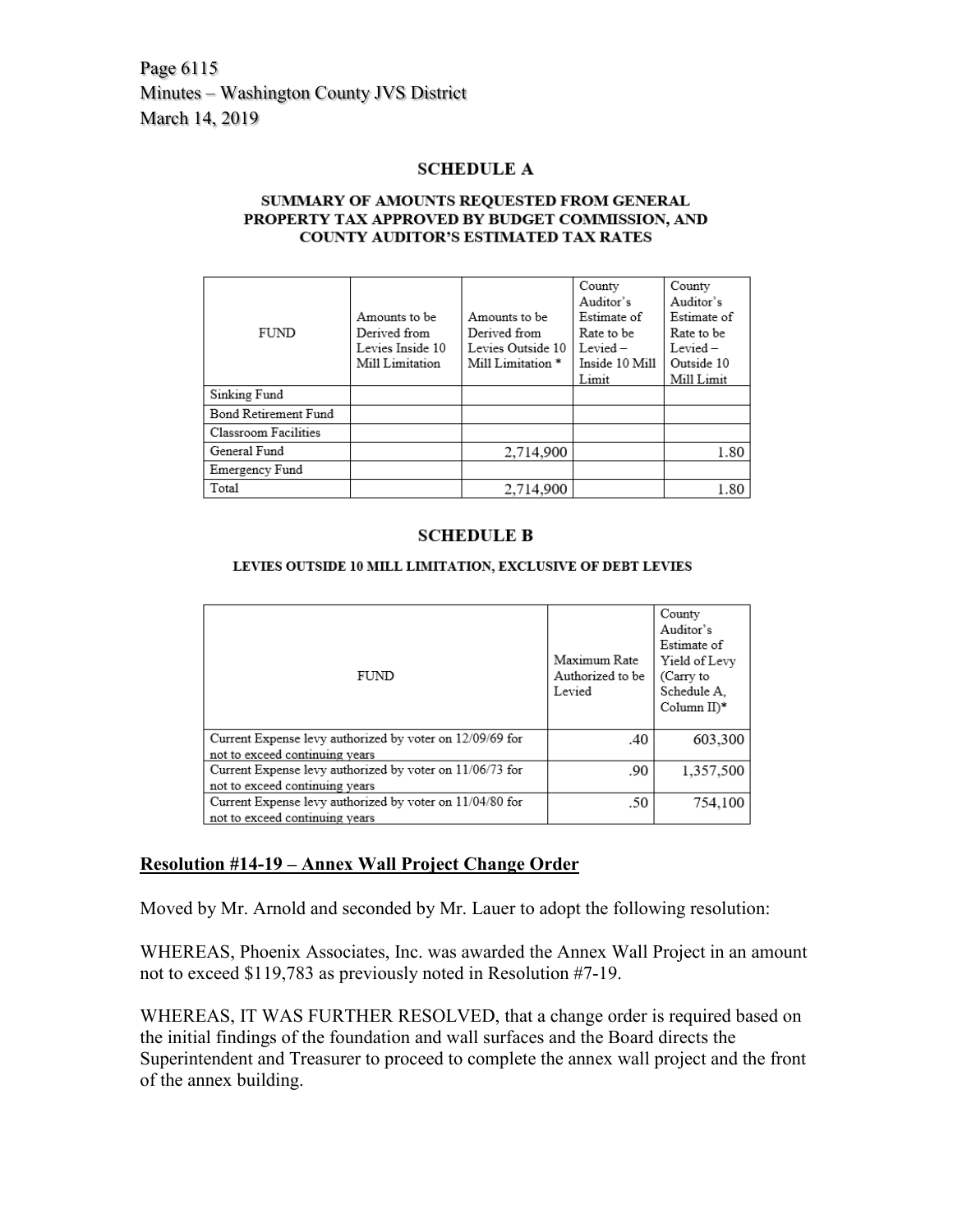## SCHEDULE A

### SUMMARY OF AMOUNTS REQUESTED FROM GENERAL PROPERTY TAX APPROVED BY BUDGET COMMISSION, AND COUNTY AUDITOR'S ESTIMATED TAX RATES

| FUND | Amounts to be Derived from Levies Inside 10 Mill Limitation | Amounts to be Derived from Levies Outside 10 Mill Limitation * | County Auditor's Estimate of Rate to be Levied – Inside 10 Mill Limit | County Auditor's Estimate of Rate to be Levied – Outside 10 Mill Limit |
|---|---|---|---|---|
| Sinking Fund | | | | |
| Bond Retirement Fund | | | | |
| Classroom Facilities | | | | |
| General Fund | | 2,714,900 | | 1.80 |
| Emergency Fund | | | | |
| Total | | 2,714,900 | | 1.80 |

## SCHEDULE B

### LEVIES OUTSIDE 10 MILL LIMITATION, EXCLUSIVE OF DEBT LEVIES

| FUND | Maximum Rate Authorized to be Levied | County Auditor's Estimate of Yield of Levy (Carry to Schedule A, Column II)* |
|---|---|---|
| Current Expense levy authorized by voter on 12/09/69 for not to exceed continuing years | .40 | 603,300 |
| Current Expense levy authorized by voter on 11/06/73 for not to exceed continuing years | .90 | 1,357,500 |
| Current Expense levy authorized by voter on 11/04/80 for not to exceed continuing years | .50 | 754,100 |

**<u>Resolution #14-19 – Annex Wall Project Change Order</u>**

Moved by Mr. Arnold and seconded by Mr. Lauer to adopt the following resolution:

WHEREAS, Phoenix Associates, Inc. was awarded the Annex Wall Project in an amount not to exceed $119,783 as previously noted in Resolution #7-19.

WHEREAS, IT WAS FURTHER RESOLVED, that a change order is required based on the initial findings of the foundation and wall surfaces and the Board directs the Superintendent and Treasurer to proceed to complete the annex wall project and the front of the annex building.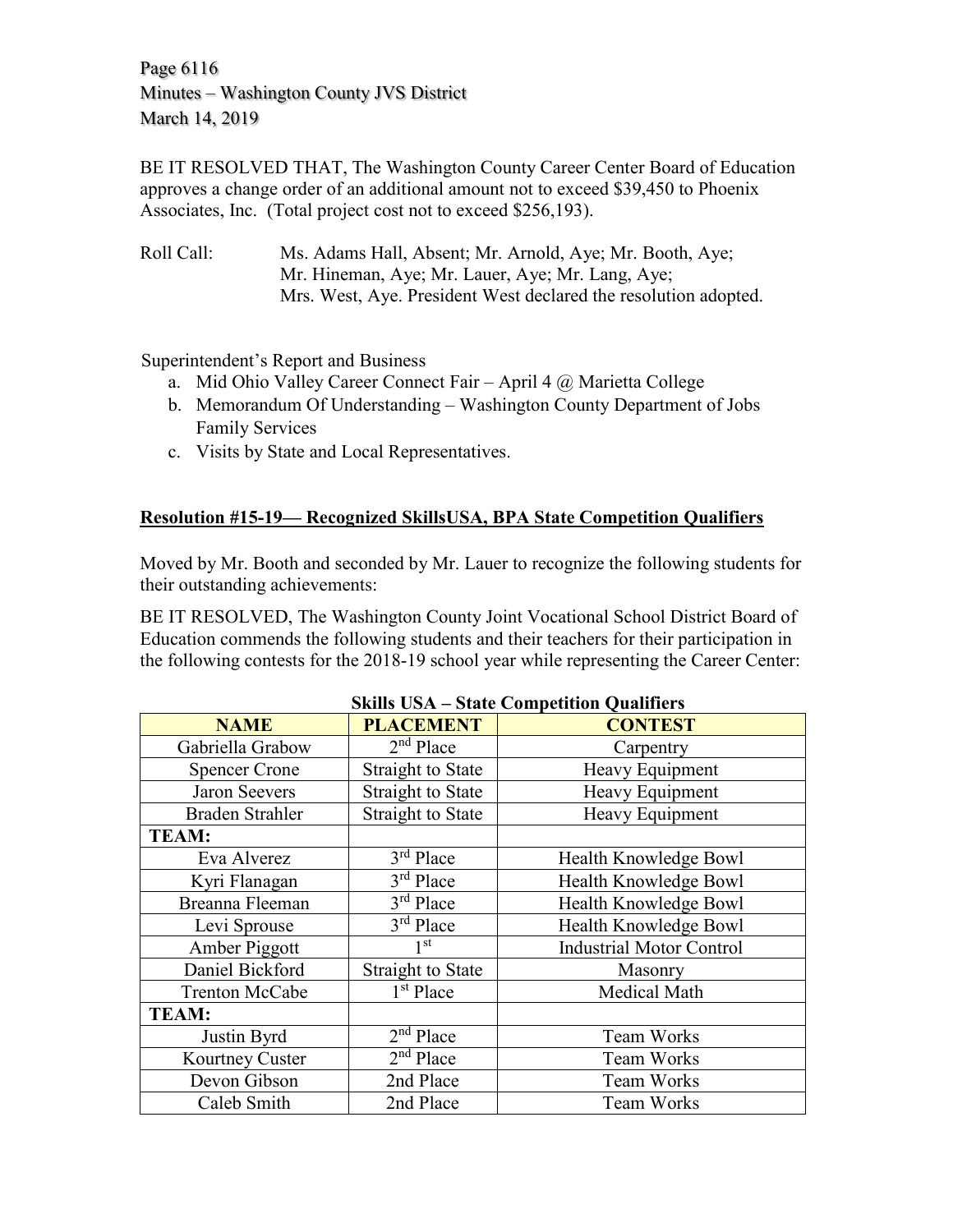BE IT RESOLVED THAT, The Washington County Career Center Board of Education approves a change order of an additional amount not to exceed $39,450 to Phoenix Associates, Inc. (Total project cost not to exceed $256,193).

Roll Call: Ms. Adams Hall, Absent; Mr. Arnold, Aye; Mr. Booth, Aye; Mr. Hineman, Aye; Mr. Lauer, Aye; Mr. Lang, Aye; Mrs. West, Aye. President West declared the resolution adopted.

Superintendent's Report and Business

a. Mid Ohio Valley Career Connect Fair – April 4 @ Marietta College
b. Memorandum Of Understanding – Washington County Department of Jobs Family Services
c. Visits by State and Local Representatives.

**Resolution #15-19— Recognized SkillsUSA, BPA State Competition Qualifiers**

Moved by Mr. Booth and seconded by Mr. Lauer to recognize the following students for their outstanding achievements:

BE IT RESOLVED, The Washington County Joint Vocational School District Board of Education commends the following students and their teachers for their participation in the following contests for the 2018-19 school year while representing the Career Center:

**Skills USA – State Competition Qualifiers**

| NAME | PLACEMENT | CONTEST |
|---|---|---|
| Gabriella Grabow | 2nd Place | Carpentry |
| Spencer Crone | Straight to State | Heavy Equipment |
| Jaron Seevers | Straight to State | Heavy Equipment |
| Braden Strahler | Straight to State | Heavy Equipment |
| **TEAM:** | | |
| Eva Alverez | 3rd Place | Health Knowledge Bowl |
| Kyri Flanagan | 3rd Place | Health Knowledge Bowl |
| Breanna Fleeman | 3rd Place | Health Knowledge Bowl |
| Levi Sprouse | 3rd Place | Health Knowledge Bowl |
| Amber Piggott | 1st | Industrial Motor Control |
| Daniel Bickford | Straight to State | Masonry |
| Trenton McCabe | 1st Place | Medical Math |
| **TEAM:** | | |
| Justin Byrd | 2nd Place | Team Works |
| Kourtney Custer | 2nd Place | Team Works |
| Devon Gibson | 2nd Place | Team Works |
| Caleb Smith | 2nd Place | Team Works |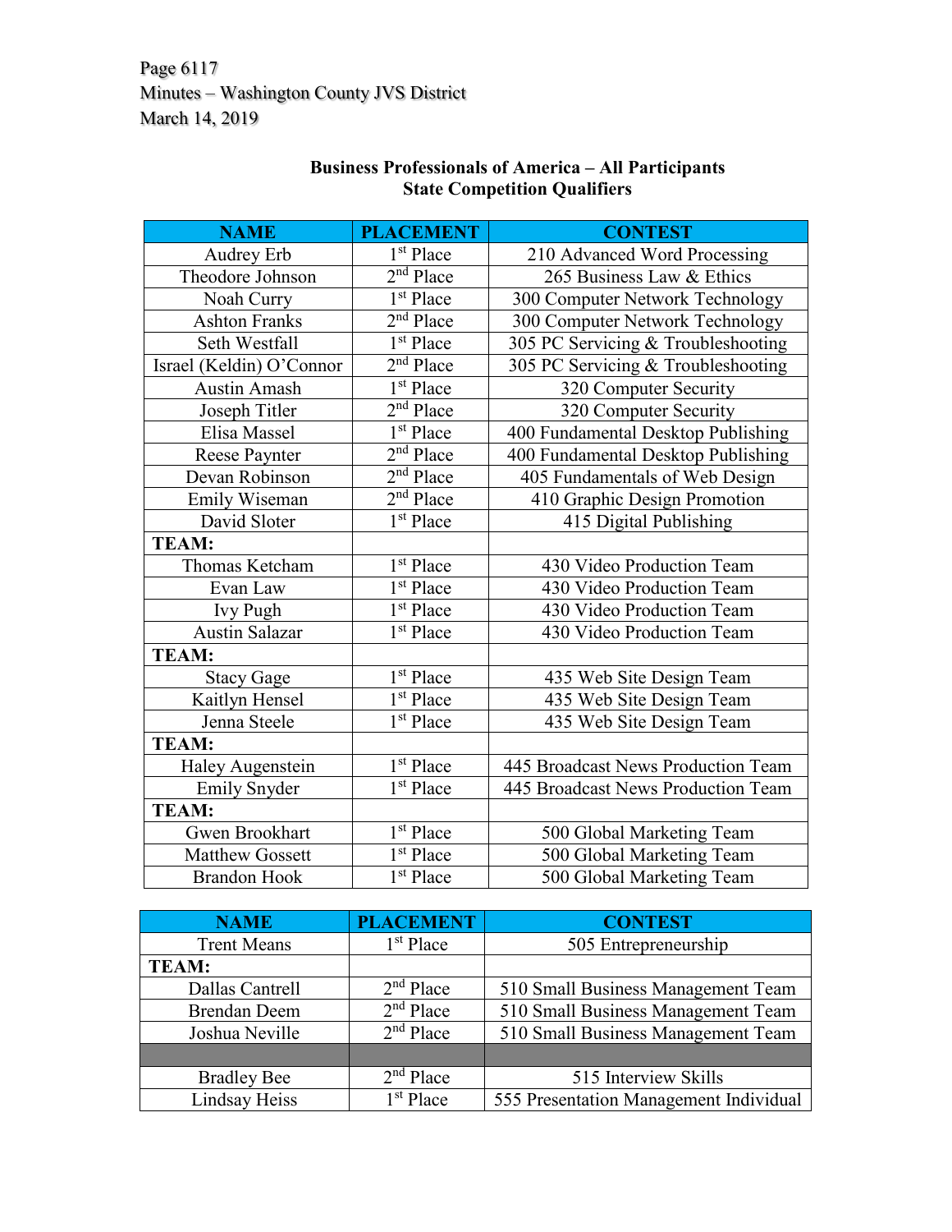**Business Professionals of America – All Participants**
**State Competition Qualifiers**

| NAME | PLACEMENT | CONTEST |
|---|---|---|
| Audrey Erb | 1st Place | 210 Advanced Word Processing |
| Theodore Johnson | 2nd Place | 265 Business Law & Ethics |
| Noah Curry | 1st Place | 300 Computer Network Technology |
| Ashton Franks | 2nd Place | 300 Computer Network Technology |
| Seth Westfall | 1st Place | 305 PC Servicing & Troubleshooting |
| Israel (Keldin) O'Connor | 2nd Place | 305 PC Servicing & Troubleshooting |
| Austin Amash | 1st Place | 320 Computer Security |
| Joseph Titler | 2nd Place | 320 Computer Security |
| Elisa Massel | 1st Place | 400 Fundamental Desktop Publishing |
| Reese Paynter | 2nd Place | 400 Fundamental Desktop Publishing |
| Devan Robinson | 2nd Place | 405 Fundamentals of Web Design |
| Emily Wiseman | 2nd Place | 410 Graphic Design Promotion |
| David Sloter | 1st Place | 415 Digital Publishing |
| **TEAM:** | | |
| Thomas Ketcham | 1st Place | 430 Video Production Team |
| Evan Law | 1st Place | 430 Video Production Team |
| Ivy Pugh | 1st Place | 430 Video Production Team |
| Austin Salazar | 1st Place | 430 Video Production Team |
| **TEAM:** | | |
| Stacy Gage | 1st Place | 435 Web Site Design Team |
| Kaitlyn Hensel | 1st Place | 435 Web Site Design Team |
| Jenna Steele | 1st Place | 435 Web Site Design Team |
| **TEAM:** | | |
| Haley Augenstein | 1st Place | 445 Broadcast News Production Team |
| Emily Snyder | 1st Place | 445 Broadcast News Production Team |
| **TEAM:** | | |
| Gwen Brookhart | 1st Place | 500 Global Marketing Team |
| Matthew Gossett | 1st Place | 500 Global Marketing Team |
| Brandon Hook | 1st Place | 500 Global Marketing Team |

| NAME | PLACEMENT | CONTEST |
|---|---|---|
| Trent Means | 1st Place | 505 Entrepreneurship |
| **TEAM:** | | |
| Dallas Cantrell | 2nd Place | 510 Small Business Management Team |
| Brendan Deem | 2nd Place | 510 Small Business Management Team |
| Joshua Neville | 2nd Place | 510 Small Business Management Team |
| | | |
| Bradley Bee | 2nd Place | 515 Interview Skills |
| Lindsay Heiss | 1st Place | 555 Presentation Management Individual |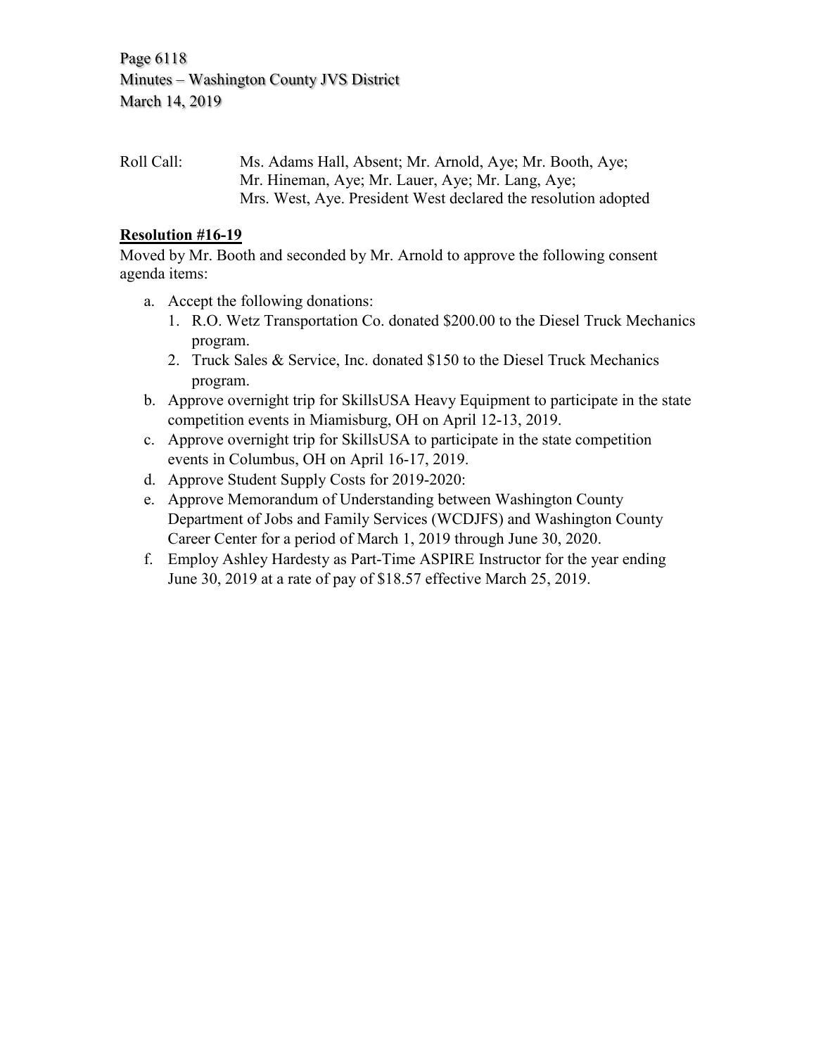Roll Call: Ms. Adams Hall, Absent; Mr. Arnold, Aye; Mr. Booth, Aye; Mr. Hineman, Aye; Mr. Lauer, Aye; Mr. Lang, Aye; Mrs. West, Aye. President West declared the resolution adopted

**Resolution #16-19**

Moved by Mr. Booth and seconded by Mr. Arnold to approve the following consent agenda items:

a. Accept the following donations:
   1. R.O. Wetz Transportation Co. donated $200.00 to the Diesel Truck Mechanics program.
   2. Truck Sales & Service, Inc. donated $150 to the Diesel Truck Mechanics program.
b. Approve overnight trip for SkillsUSA Heavy Equipment to participate in the state competition events in Miamisburg, OH on April 12-13, 2019.
c. Approve overnight trip for SkillsUSA to participate in the state competition events in Columbus, OH on April 16-17, 2019.
d. Approve Student Supply Costs for 2019-2020:
e. Approve Memorandum of Understanding between Washington County Department of Jobs and Family Services (WCDJFS) and Washington County Career Center for a period of March 1, 2019 through June 30, 2020.
f. Employ Ashley Hardesty as Part-Time ASPIRE Instructor for the year ending June 30, 2019 at a rate of pay of $18.57 effective March 25, 2019.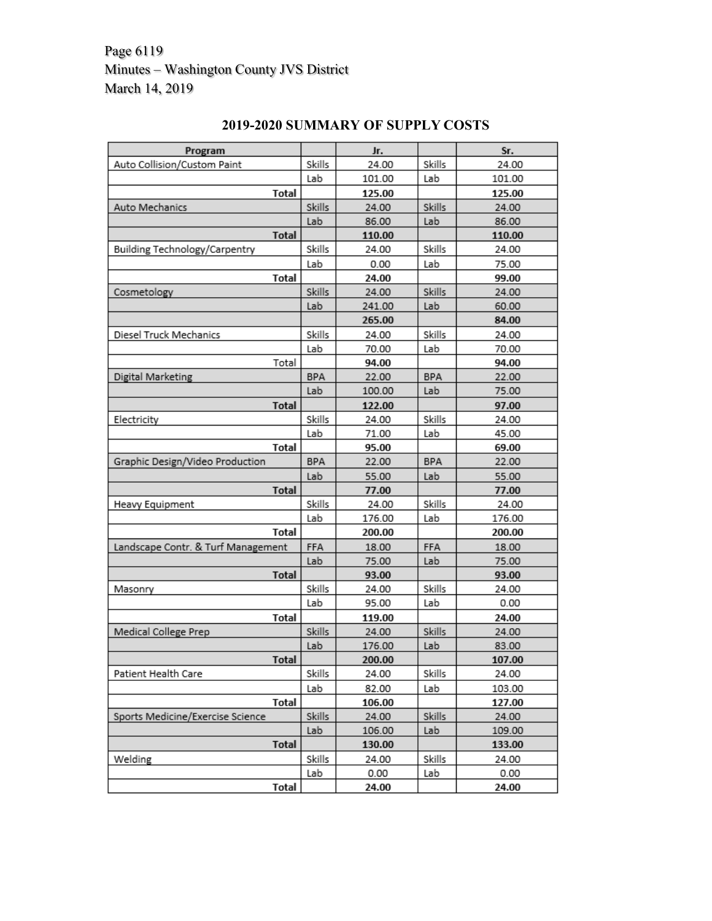## 2019-2020 SUMMARY OF SUPPLY COSTS

| Program | | Jr. | | Sr. |
|---|---|---|---|---|
| Auto Collision/Custom Paint | Skills | 24.00 | Skills | 24.00 |
| | Lab | 101.00 | Lab | 101.00 |
| **Total** | | **125.00** | | **125.00** |
| Auto Mechanics | Skills | 24.00 | Skills | 24.00 |
| | Lab | 86.00 | Lab | 86.00 |
| **Total** | | **110.00** | | **110.00** |
| Building Technology/Carpentry | Skills | 24.00 | Skills | 24.00 |
| | Lab | 0.00 | Lab | 75.00 |
| **Total** | | **24.00** | | **99.00** |
| Cosmetology | Skills | 24.00 | Skills | 24.00 |
| | Lab | 241.00 | Lab | 60.00 |
| | | **265.00** | | **84.00** |
| Diesel Truck Mechanics | Skills | 24.00 | Skills | 24.00 |
| | Lab | 70.00 | Lab | 70.00 |
| Total | | **94.00** | | **94.00** |
| Digital Marketing | BPA | 22.00 | BPA | 22.00 |
| | Lab | 100.00 | Lab | 75.00 |
| **Total** | | **122.00** | | **97.00** |
| Electricity | Skills | 24.00 | Skills | 24.00 |
| | Lab | 71.00 | Lab | 45.00 |
| **Total** | | **95.00** | | **69.00** |
| Graphic Design/Video Production | BPA | 22.00 | BPA | 22.00 |
| | Lab | 55.00 | Lab | 55.00 |
| **Total** | | **77.00** | | **77.00** |
| Heavy Equipment | Skills | 24.00 | Skills | 24.00 |
| | Lab | 176.00 | Lab | 176.00 |
| **Total** | | **200.00** | | **200.00** |
| Landscape Contr. & Turf Management | FFA | 18.00 | FFA | 18.00 |
| | Lab | 75.00 | Lab | 75.00 |
| **Total** | | **93.00** | | **93.00** |
| Masonry | Skills | 24.00 | Skills | 24.00 |
| | Lab | 95.00 | Lab | 0.00 |
| **Total** | | **119.00** | | **24.00** |
| Medical College Prep | Skills | 24.00 | Skills | 24.00 |
| | Lab | 176.00 | Lab | 83.00 |
| **Total** | | **200.00** | | **107.00** |
| Patient Health Care | Skills | 24.00 | Skills | 24.00 |
| | Lab | 82.00 | Lab | 103.00 |
| **Total** | | **106.00** | | **127.00** |
| Sports Medicine/Exercise Science | Skills | 24.00 | Skills | 24.00 |
| | Lab | 106.00 | Lab | 109.00 |
| **Total** | | **130.00** | | **133.00** |
| Welding | Skills | 24.00 | Skills | 24.00 |
| | Lab | 0.00 | Lab | 0.00 |
| **Total** | | **24.00** | | **24.00** |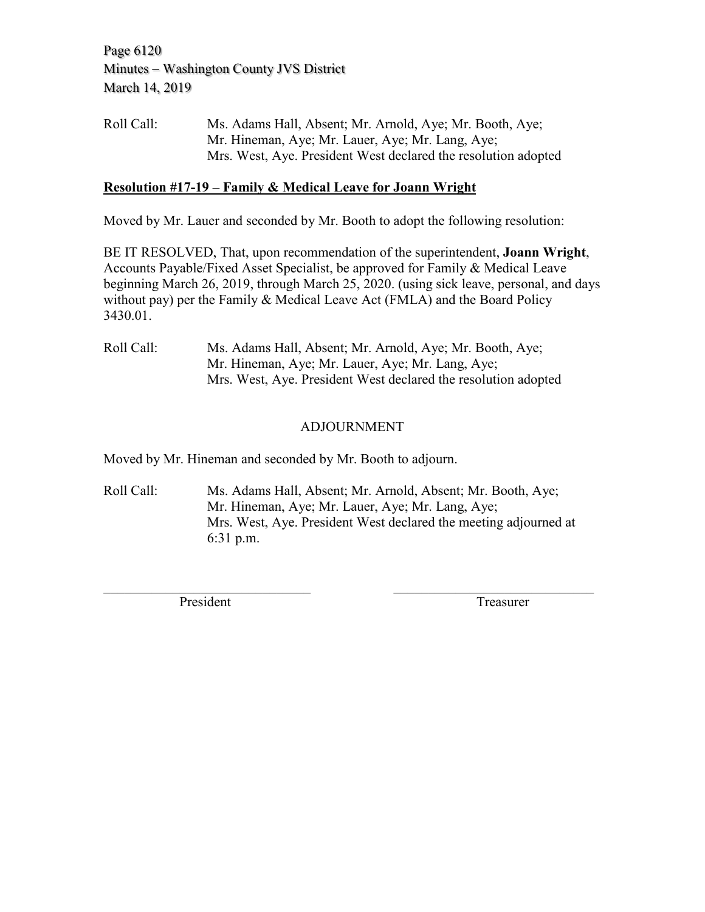Roll Call: Ms. Adams Hall, Absent; Mr. Arnold, Aye; Mr. Booth, Aye; Mr. Hineman, Aye; Mr. Lauer, Aye; Mr. Lang, Aye; Mrs. West, Aye. President West declared the resolution adopted

**Resolution #17-19 – Family & Medical Leave for Joann Wright**

Moved by Mr. Lauer and seconded by Mr. Booth to adopt the following resolution:

BE IT RESOLVED, That, upon recommendation of the superintendent, **Joann Wright**, Accounts Payable/Fixed Asset Specialist, be approved for Family & Medical Leave beginning March 26, 2019, through March 25, 2020. (using sick leave, personal, and days without pay) per the Family & Medical Leave Act (FMLA) and the Board Policy 3430.01.

Roll Call: Ms. Adams Hall, Absent; Mr. Arnold, Aye; Mr. Booth, Aye; Mr. Hineman, Aye; Mr. Lauer, Aye; Mr. Lang, Aye; Mrs. West, Aye. President West declared the resolution adopted

## ADJOURNMENT

Moved by Mr. Hineman and seconded by Mr. Booth to adjourn.

Roll Call: Ms. Adams Hall, Absent; Mr. Arnold, Absent; Mr. Booth, Aye; Mr. Hineman, Aye; Mr. Lauer, Aye; Mr. Lang, Aye; Mrs. West, Aye. President West declared the meeting adjourned at 6:31 p.m.

\_\_\_\_\_\_\_\_\_\_\_\_\_\_\_\_\_\_\_\_\_\_\_\_\_\_\_\_\_\_
President

\_\_\_\_\_\_\_\_\_\_\_\_\_\_\_\_\_\_\_\_\_\_\_\_\_\_\_\_\_\_
Treasurer